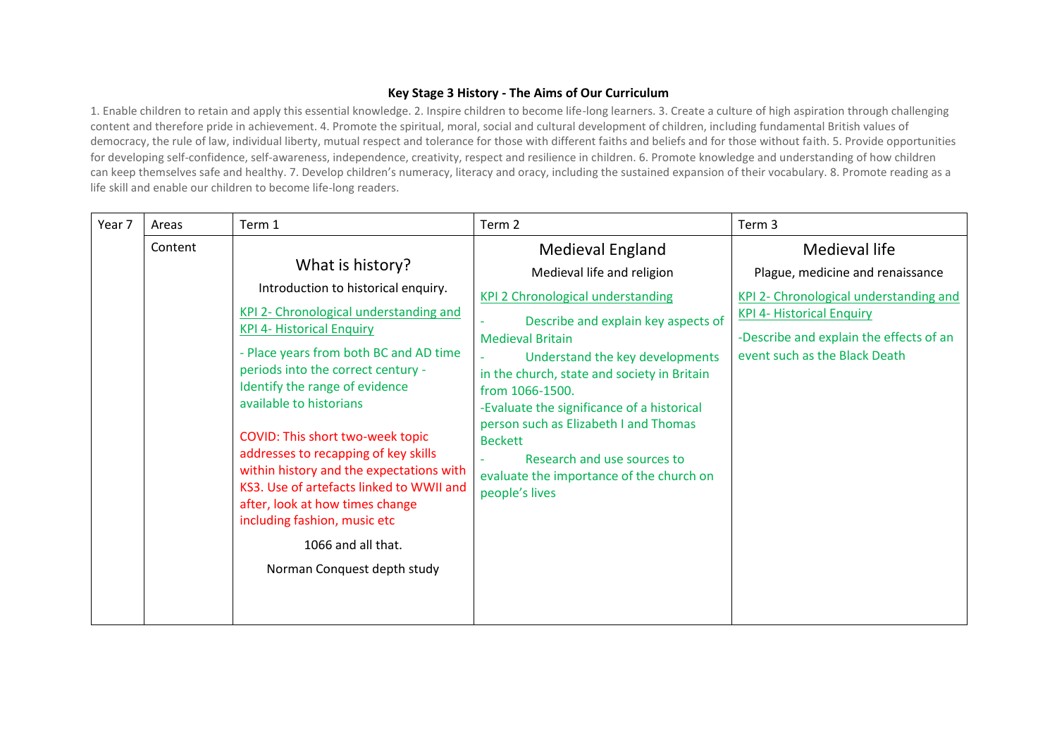## Key Stage 3 History - The Aims of Our Curriculum

1. Enable children to retain and apply this essential knowledge. 2. Inspire children to become life-long learners. 3. Create a culture of high aspiration through challenging content and therefore pride in achievement. 4. Promote the spiritual, moral, social and cultural development of children, including fundamental British values of democracy, the rule of law, individual liberty, mutual respect and tolerance for those with different faiths and beliefs and for those without faith. 5. Provide opportunities for developing self-confidence, self-awareness, independence, creativity, respect and resilience in children. 6. Promote knowledge and understanding of how children can keep themselves safe and healthy. 7. Develop children's numeracy, literacy and oracy, including the sustained expansion of their vocabulary. 8. Promote reading as a life skill and enable our children to become life-long readers.

| Year 7 | Areas | Term 1 | Term 2 | Term 3 |
| --- | --- | --- | --- | --- |
| | Content | What is history?<br><br>Introduction to historical enquiry.<br><br>KPI 2- Chronological understanding and KPI 4- Historical Enquiry<br><br>- Place years from both BC and AD time periods into the correct century - Identify the range of evidence available to historians<br><br>COVID: This short two-week topic addresses to recapping of key skills within history and the expectations with KS3. Use of artefacts linked to WWII and after, look at how times change including fashion, music etc<br><br>1066 and all that.<br><br>Norman Conquest depth study | Medieval England<br><br>Medieval life and religion<br><br>KPI 2 Chronological understanding<br><br>- Describe and explain key aspects of Medieval Britain<br>- Understand the key developments in the church, state and society in Britain from 1066-1500.<br>-Evaluate the significance of a historical person such as Elizabeth I and Thomas Beckett<br>- Research and use sources to evaluate the importance of the church on people's lives | Medieval life<br><br>Plague, medicine and renaissance<br><br>KPI 2- Chronological understanding and KPI 4- Historical Enquiry<br><br>-Describe and explain the effects of an event such as the Black Death |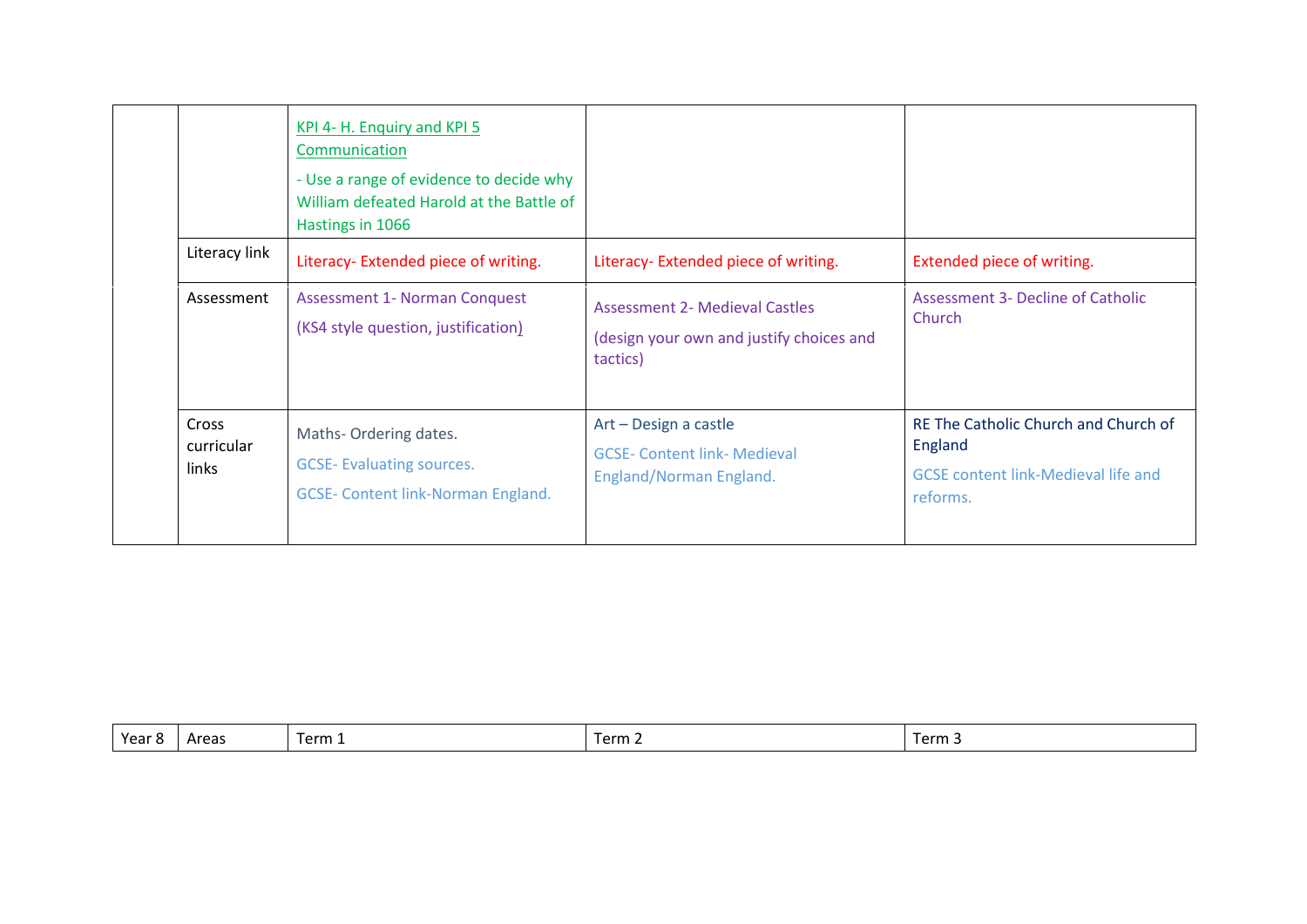| | | | | |
|---|---|---|---|---|
| | | KPI 4- H. Enquiry and KPI 5 Communication<br>- Use a range of evidence to decide why William defeated Harold at the Battle of Hastings in 1066 | | |
| | Literacy link | Literacy- Extended piece of writing. | Literacy- Extended piece of writing. | Extended piece of writing. |
| | Assessment | Assessment 1- Norman Conquest<br>(KS4 style question, justification) | Assessment 2- Medieval Castles<br>(design your own and justify choices and tactics) | Assessment 3- Decline of Catholic Church |
| | Cross curricular links | Maths- Ordering dates.<br>GCSE- Evaluating sources.<br>GCSE- Content link-Norman England. | Art – Design a castle<br>GCSE- Content link- Medieval England/Norman England. | RE The Catholic Church and Church of England<br>GCSE content link-Medieval life and reforms. |

| Year 8 | Areas | Term 1 | Term 2 | Term 3 |
|---|---|---|---|---|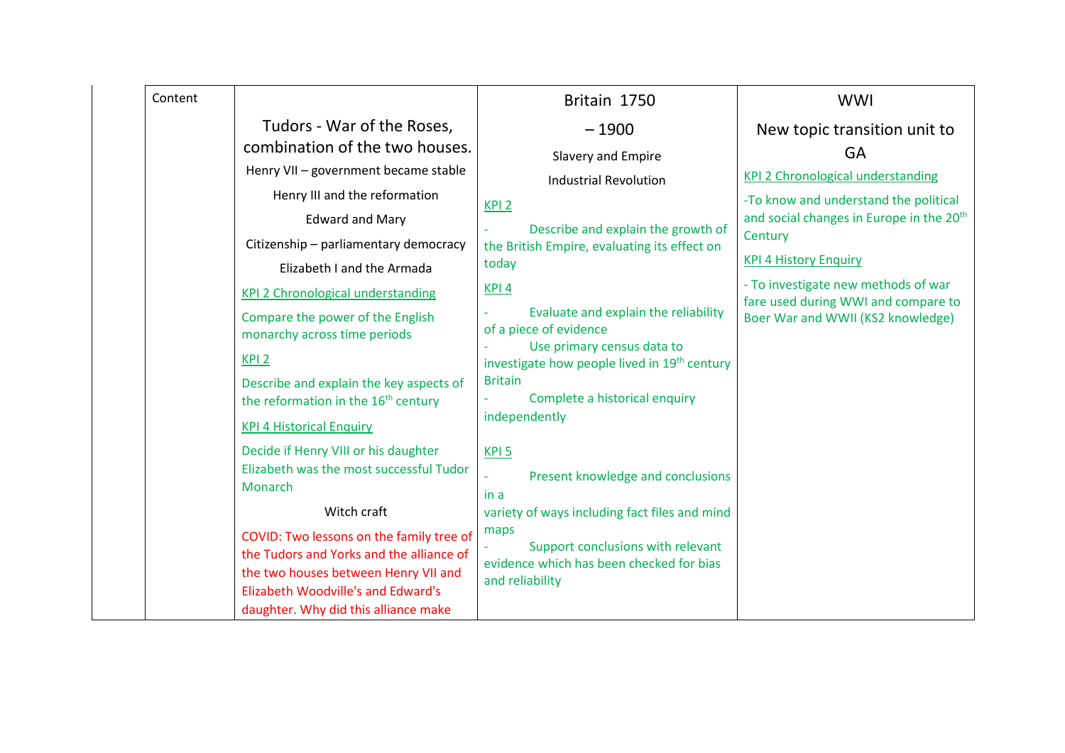| | | | | |
|---|---|---|---|---|
| | Content | Tudors - War of the Roses, combination of the two houses.<br>Henry VII – government became stable<br>Henry III and the reformation<br>Edward and Mary<br>Citizenship – parliamentary democracy<br>Elizabeth I and the Armada<br>KPI 2 Chronological understanding<br>Compare the power of the English monarchy across time periods<br>KPI 2<br>Describe and explain the key aspects of the reformation in the 16th century<br>KPI 4 Historical Enquiry<br>Decide if Henry VIII or his daughter Elizabeth was the most successful Tudor Monarch<br>Witch craft<br>COVID: Two lessons on the family tree of the Tudors and Yorks and the alliance of the two houses between Henry VII and Elizabeth Woodville's and Edward's daughter. Why did this alliance make | Britain 1750 – 1900<br>Slavery and Empire<br>Industrial Revolution<br>KPI 2<br>- Describe and explain the growth of the British Empire, evaluating its effect on today<br>KPI 4<br>- Evaluate and explain the reliability of a piece of evidence<br>- Use primary census data to investigate how people lived in 19th century Britain<br>- Complete a historical enquiry independently<br>KPI 5<br>- Present knowledge and conclusions in a variety of ways including fact files and mind maps<br>- Support conclusions with relevant evidence which has been checked for bias and reliability | WWI<br>New topic transition unit to GA<br>KPI 2 Chronological understanding<br>-To know and understand the political and social changes in Europe in the 20th Century<br>KPI 4 History Enquiry<br>- To investigate new methods of war fare used during WWI and compare to Boer War and WWII (KS2 knowledge) |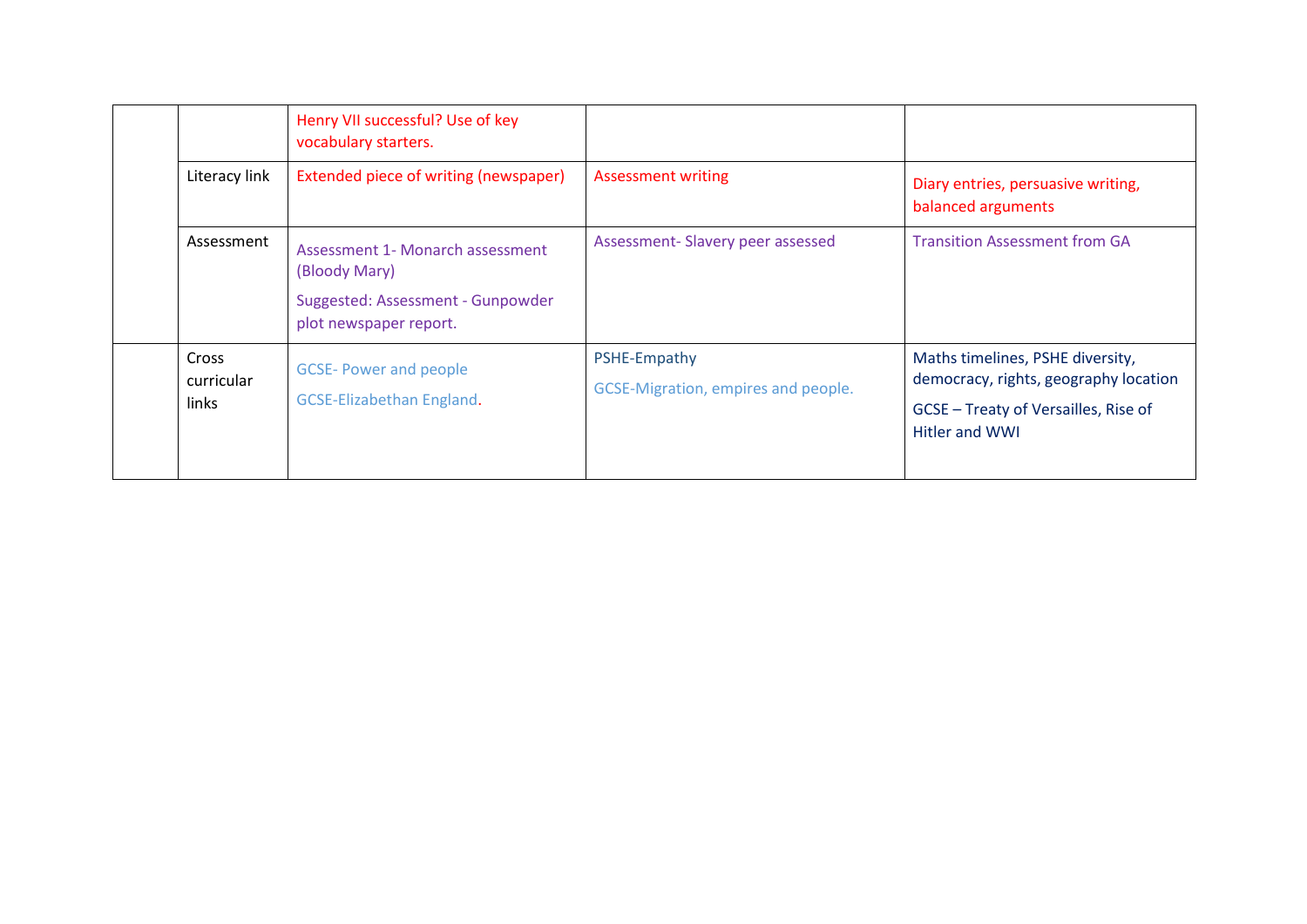| | | | | |
|---|---|---|---|---|
| | | Henry VII successful? Use of key vocabulary starters. | | |
| | Literacy link | Extended piece of writing (newspaper) | Assessment writing | Diary entries, persuasive writing, balanced arguments |
| | Assessment | Assessment 1- Monarch assessment (Bloody Mary)<br><br>Suggested: Assessment - Gunpowder plot newspaper report. | Assessment- Slavery peer assessed | Transition Assessment from GA |
| | Cross curricular links | GCSE- Power and people<br><br>GCSE-Elizabethan England. | PSHE-Empathy<br><br>GCSE-Migration, empires and people. | Maths timelines, PSHE diversity, democracy, rights, geography location<br><br>GCSE – Treaty of Versailles, Rise of Hitler and WWI |